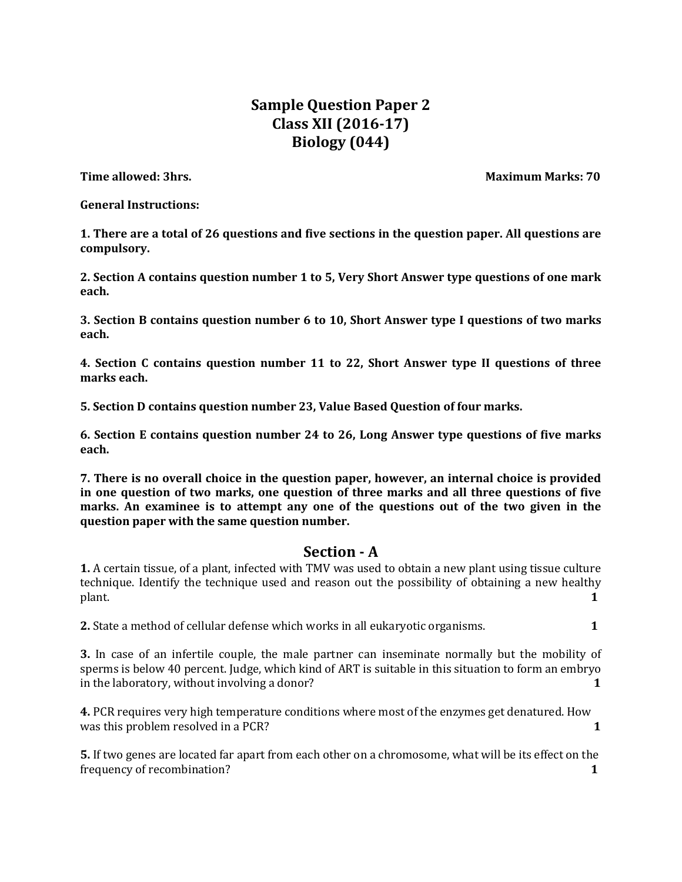# Sample Question Paper 2
# Class XII (2016-17)
# Biology (044)

**Time allowed: 3hrs.** **Maximum Marks: 70**

**General Instructions:**

**1. There are a total of 26 questions and five sections in the question paper. All questions are compulsory.**

**2. Section A contains question number 1 to 5, Very Short Answer type questions of one mark each.**

**3. Section B contains question number 6 to 10, Short Answer type I questions of two marks each.**

**4. Section C contains question number 11 to 22, Short Answer type II questions of three marks each.**

**5. Section D contains question number 23, Value Based Question of four marks.**

**6. Section E contains question number 24 to 26, Long Answer type questions of five marks each.**

**7. There is no overall choice in the question paper, however, an internal choice is provided in one question of two marks, one question of three marks and all three questions of five marks. An examinee is to attempt any one of the questions out of the two given in the question paper with the same question number.**

## Section - A

**1.** A certain tissue, of a plant, infected with TMV was used to obtain a new plant using tissue culture technique. Identify the technique used and reason out the possibility of obtaining a new healthy plant. **1**

**2.** State a method of cellular defense which works in all eukaryotic organisms. **1**

**3.** In case of an infertile couple, the male partner can inseminate normally but the mobility of sperms is below 40 percent. Judge, which kind of ART is suitable in this situation to form an embryo in the laboratory, without involving a donor? **1**

**4.** PCR requires very high temperature conditions where most of the enzymes get denatured. How was this problem resolved in a PCR? **1**

**5.** If two genes are located far apart from each other on a chromosome, what will be its effect on the frequency of recombination? **1**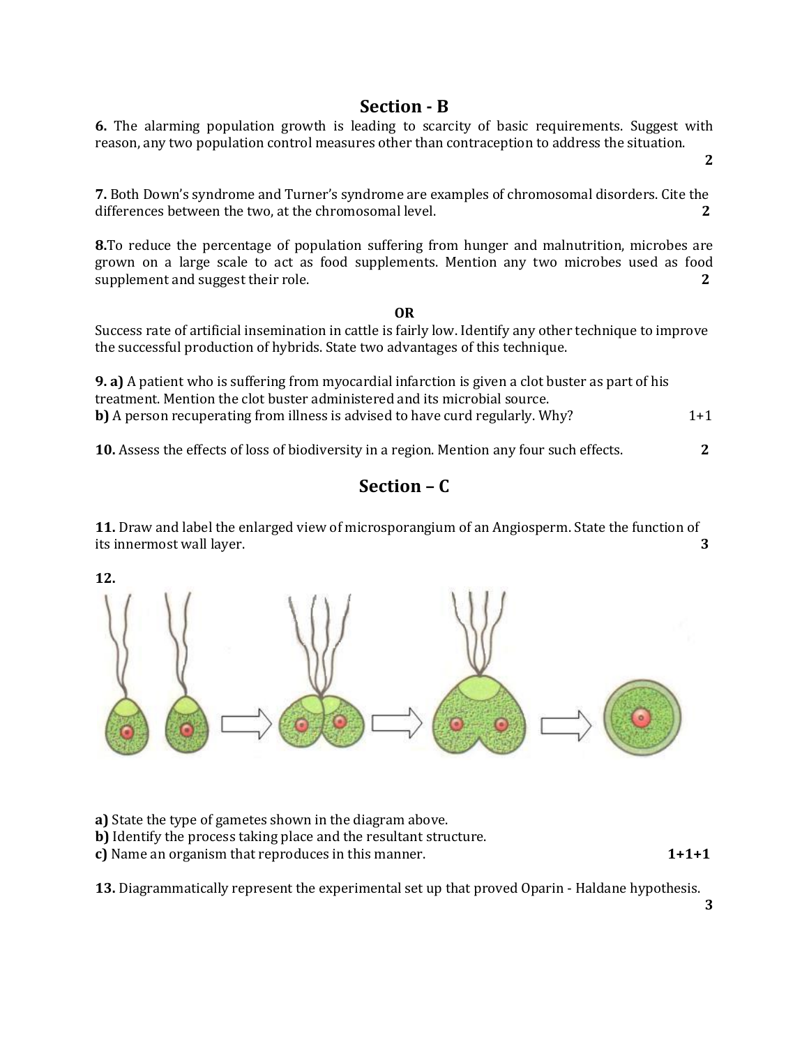## Section - B

**6.** The alarming population growth is leading to scarcity of basic requirements. Suggest with reason, any two population control measures other than contraception to address the situation. **2**

**7.** Both Down's syndrome and Turner's syndrome are examples of chromosomal disorders. Cite the differences between the two, at the chromosomal level. **2**

**8.** To reduce the percentage of population suffering from hunger and malnutrition, microbes are grown on a large scale to act as food supplements. Mention any two microbes used as food supplement and suggest their role. **2**

**OR**

Success rate of artificial insemination in cattle is fairly low. Identify any other technique to improve the successful production of hybrids. State two advantages of this technique.

**9. a)** A patient who is suffering from myocardial infarction is given a clot buster as part of his treatment. Mention the clot buster administered and its microbial source.
**b)** A person recuperating from illness is advised to have curd regularly. Why? 1+1

**10.** Assess the effects of loss of biodiversity in a region. Mention any four such effects. **2**

## Section – C

**11.** Draw and label the enlarged view of microsporangium of an Angiosperm. State the function of its innermost wall layer. **3**

**12.**

**a)** State the type of gametes shown in the diagram above.
**b)** Identify the process taking place and the resultant structure.
**c)** Name an organism that reproduces in this manner. **1+1+1**

**13.** Diagrammatically represent the experimental set up that proved Oparin - Haldane hypothesis. **3**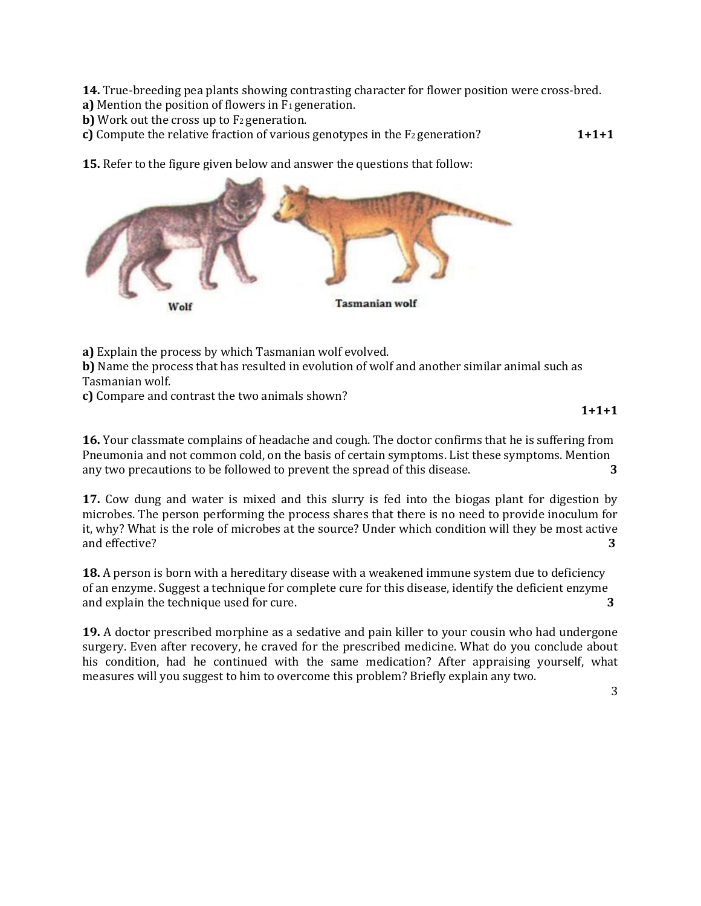**14.** True-breeding pea plants showing contrasting character for flower position were cross-bred.
**a)** Mention the position of flowers in $F_1$ generation.
**b)** Work out the cross up to $F_2$ generation.
**c)** Compute the relative fraction of various genotypes in the $F_2$ generation? **1+1+1**

**15.** Refer to the figure given below and answer the questions that follow:

Wolf     Tasmanian wolf

**a)** Explain the process by which Tasmanian wolf evolved.
**b)** Name the process that has resulted in evolution of wolf and another similar animal such as Tasmanian wolf.
**c)** Compare and contrast the two animals shown?

**1+1+1**

**16.** Your classmate complains of headache and cough. The doctor confirms that he is suffering from Pneumonia and not common cold, on the basis of certain symptoms. List these symptoms. Mention any two precautions to be followed to prevent the spread of this disease. **3**

**17.** Cow dung and water is mixed and this slurry is fed into the biogas plant for digestion by microbes. The person performing the process shares that there is no need to provide inoculum for it, why? What is the role of microbes at the source? Under which condition will they be most active and effective? **3**

**18.** A person is born with a hereditary disease with a weakened immune system due to deficiency of an enzyme. Suggest a technique for complete cure for this disease, identify the deficient enzyme and explain the technique used for cure. **3**

**19.** A doctor prescribed morphine as a sedative and pain killer to your cousin who had undergone surgery. Even after recovery, he craved for the prescribed medicine. What do you conclude about his condition, had he continued with the same medication? After appraising yourself, what measures will you suggest to him to overcome this problem? Briefly explain any two.

3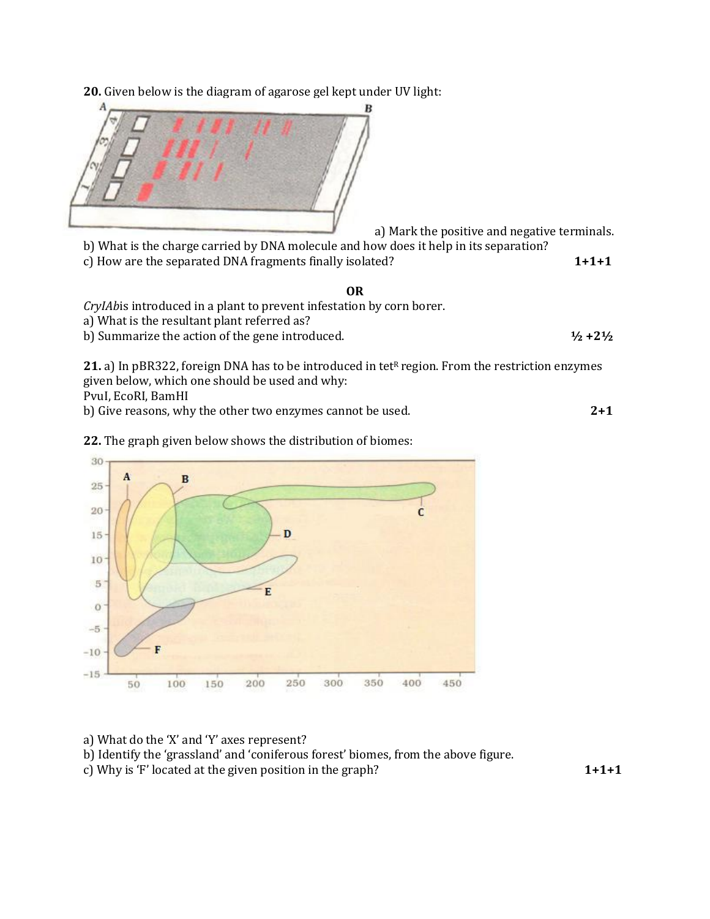**20.** Given below is the diagram of agarose gel kept under UV light:

a) Mark the positive and negative terminals.

b) What is the charge carried by DNA molecule and how does it help in its separation?

c) How are the separated DNA fragments finally isolated? **1+1+1**

**OR**

*CryIAb*is introduced in a plant to prevent infestation by corn borer.

a) What is the resultant plant referred as?

b) Summarize the action of the gene introduced. **½ +2½**

**21.** a) In pBR322, foreign DNA has to be introduced in tet$^R$ region. From the restriction enzymes given below, which one should be used and why:

PvuI, EcoRI, BamHI

b) Give reasons, why the other two enzymes cannot be used. **2+1**

**22.** The graph given below shows the distribution of biomes:

a) What do the 'X' and 'Y' axes represent?

b) Identify the 'grassland' and 'coniferous forest' biomes, from the above figure.

c) Why is 'F' located at the given position in the graph? **1+1+1**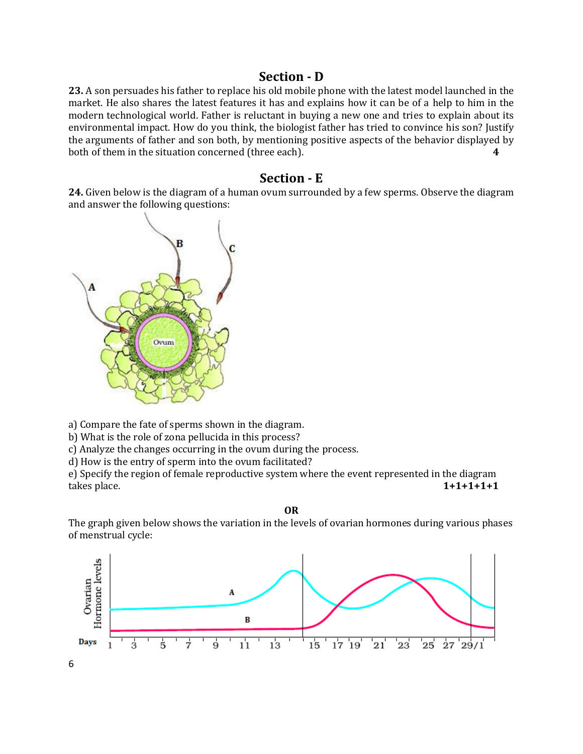## Section - D

**23.** A son persuades his father to replace his old mobile phone with the latest model launched in the market. He also shares the latest features it has and explains how it can be of a help to him in the modern technological world. Father is reluctant in buying a new one and tries to explain about its environmental impact. How do you think, the biologist father has tried to convince his son? Justify the arguments of father and son both, by mentioning positive aspects of the behavior displayed by both of them in the situation concerned (three each). **4**

## Section - E

**24.** Given below is the diagram of a human ovum surrounded by a few sperms. Observe the diagram and answer the following questions:

a) Compare the fate of sperms shown in the diagram.
b) What is the role of zona pellucida in this process?
c) Analyze the changes occurring in the ovum during the process.
d) How is the entry of sperm into the ovum facilitated?
e) Specify the region of female reproductive system where the event represented in the diagram takes place. **1+1+1+1+1**

**OR**

The graph given below shows the variation in the levels of ovarian hormones during various phases of menstrual cycle: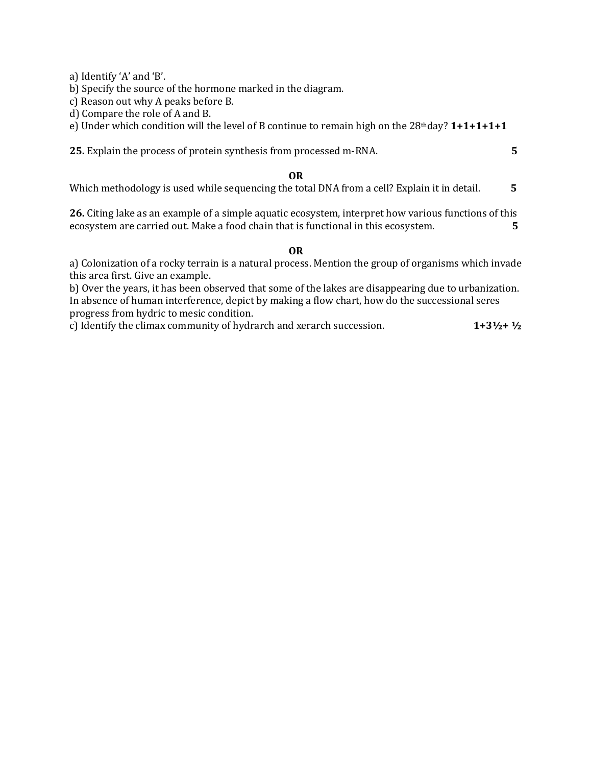a) Identify ‘A’ and ‘B’.
b) Specify the source of the hormone marked in the diagram.
c) Reason out why A peaks before B.
d) Compare the role of A and B.
e) Under which condition will the level of B continue to remain high on the 28$^{th}$ day? **1+1+1+1+1**

**25.** Explain the process of protein synthesis from processed m-RNA. **5**

**OR**

Which methodology is used while sequencing the total DNA from a cell? Explain it in detail. **5**

**26.** Citing lake as an example of a simple aquatic ecosystem, interpret how various functions of this ecosystem are carried out. Make a food chain that is functional in this ecosystem. **5**

**OR**

a) Colonization of a rocky terrain is a natural process. Mention the group of organisms which invade this area first. Give an example.
b) Over the years, it has been observed that some of the lakes are disappearing due to urbanization. In absence of human interference, depict by making a flow chart, how do the successional seres progress from hydric to mesic condition.
c) Identify the climax community of hydrarch and xerarch succession. **1+3½+ ½**